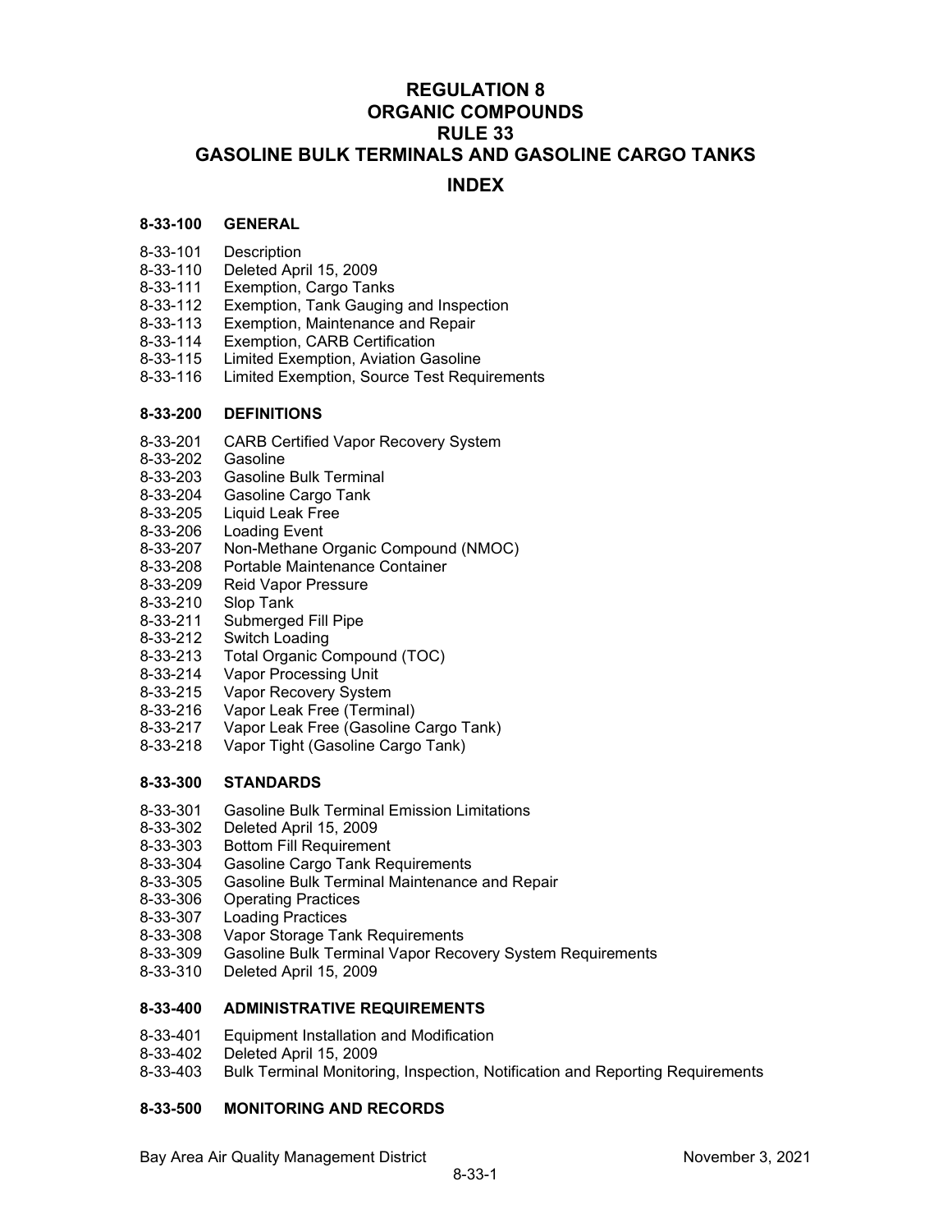# REGULATION 8
# ORGANIC COMPOUNDS
# RULE 33
# GASOLINE BULK TERMINALS AND GASOLINE CARGO TANKS

## INDEX

### 8-33-100 GENERAL

8-33-101 Description
8-33-110 Deleted April 15, 2009
8-33-111 Exemption, Cargo Tanks
8-33-112 Exemption, Tank Gauging and Inspection
8-33-113 Exemption, Maintenance and Repair
8-33-114 Exemption, CARB Certification
8-33-115 Limited Exemption, Aviation Gasoline
8-33-116 Limited Exemption, Source Test Requirements

### 8-33-200 DEFINITIONS

8-33-201 CARB Certified Vapor Recovery System
8-33-202 Gasoline
8-33-203 Gasoline Bulk Terminal
8-33-204 Gasoline Cargo Tank
8-33-205 Liquid Leak Free
8-33-206 Loading Event
8-33-207 Non-Methane Organic Compound (NMOC)
8-33-208 Portable Maintenance Container
8-33-209 Reid Vapor Pressure
8-33-210 Slop Tank
8-33-211 Submerged Fill Pipe
8-33-212 Switch Loading
8-33-213 Total Organic Compound (TOC)
8-33-214 Vapor Processing Unit
8-33-215 Vapor Recovery System
8-33-216 Vapor Leak Free (Terminal)
8-33-217 Vapor Leak Free (Gasoline Cargo Tank)
8-33-218 Vapor Tight (Gasoline Cargo Tank)

### 8-33-300 STANDARDS

8-33-301 Gasoline Bulk Terminal Emission Limitations
8-33-302 Deleted April 15, 2009
8-33-303 Bottom Fill Requirement
8-33-304 Gasoline Cargo Tank Requirements
8-33-305 Gasoline Bulk Terminal Maintenance and Repair
8-33-306 Operating Practices
8-33-307 Loading Practices
8-33-308 Vapor Storage Tank Requirements
8-33-309 Gasoline Bulk Terminal Vapor Recovery System Requirements
8-33-310 Deleted April 15, 2009

### 8-33-400 ADMINISTRATIVE REQUIREMENTS

8-33-401 Equipment Installation and Modification
8-33-402 Deleted April 15, 2009
8-33-403 Bulk Terminal Monitoring, Inspection, Notification and Reporting Requirements

### 8-33-500 MONITORING AND RECORDS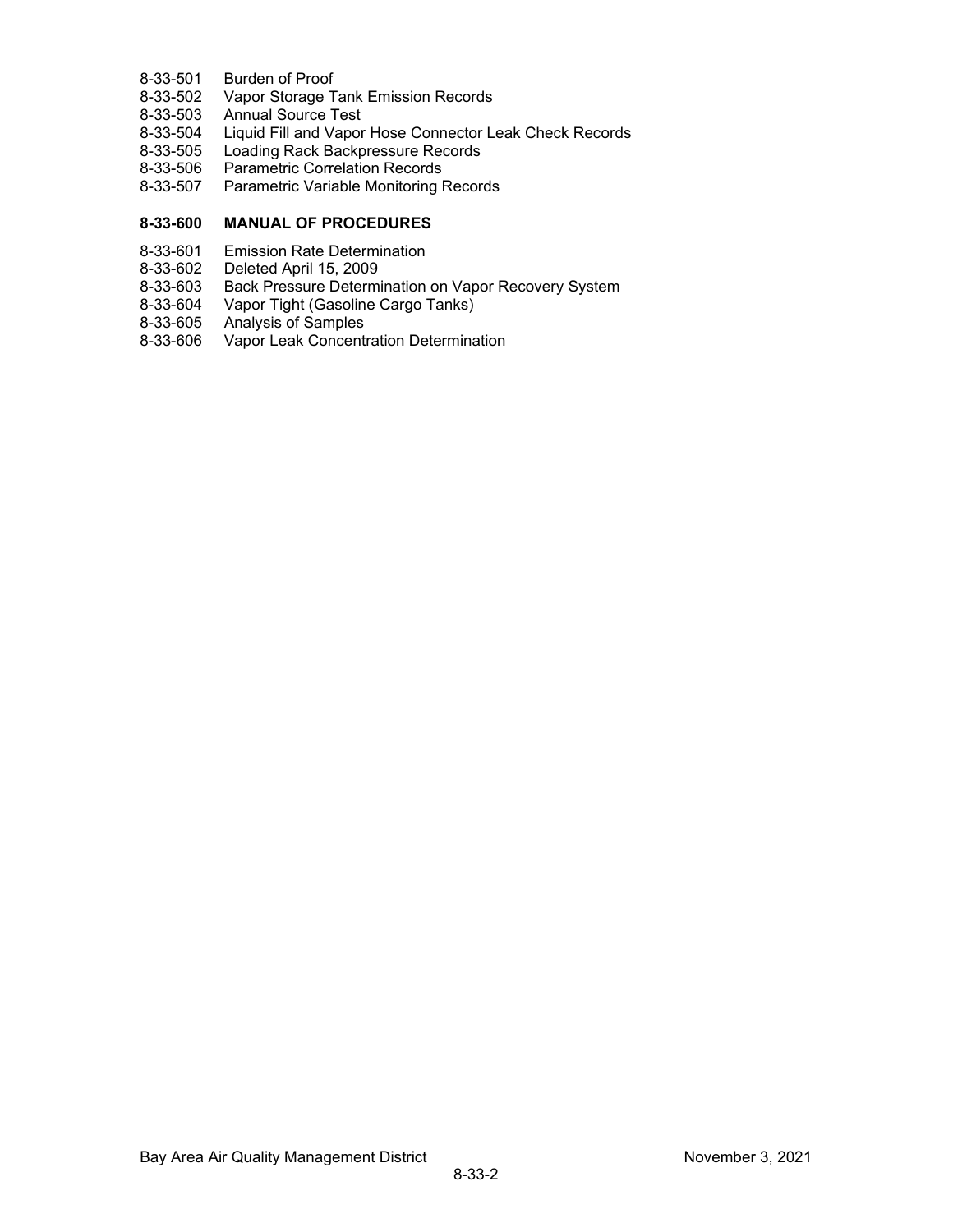8-33-501 Burden of Proof
8-33-502 Vapor Storage Tank Emission Records
8-33-503 Annual Source Test
8-33-504 Liquid Fill and Vapor Hose Connector Leak Check Records
8-33-505 Loading Rack Backpressure Records
8-33-506 Parametric Correlation Records
8-33-507 Parametric Variable Monitoring Records

**8-33-600 MANUAL OF PROCEDURES**

8-33-601 Emission Rate Determination
8-33-602 Deleted April 15, 2009
8-33-603 Back Pressure Determination on Vapor Recovery System
8-33-604 Vapor Tight (Gasoline Cargo Tanks)
8-33-605 Analysis of Samples
8-33-606 Vapor Leak Concentration Determination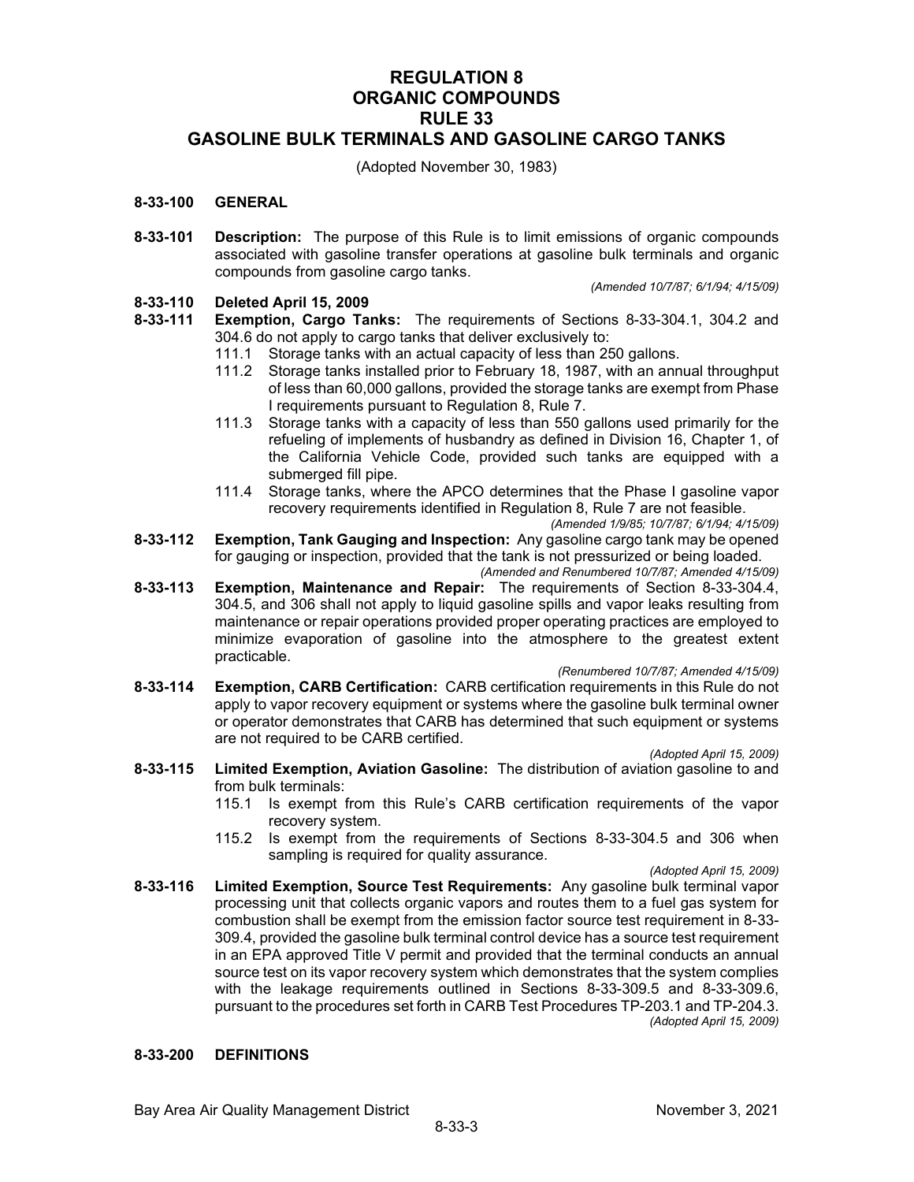# REGULATION 8
# ORGANIC COMPOUNDS
# RULE 33
# GASOLINE BULK TERMINALS AND GASOLINE CARGO TANKS

(Adopted November 30, 1983)

## 8-33-100 GENERAL

**8-33-101 Description:** The purpose of this Rule is to limit emissions of organic compounds associated with gasoline transfer operations at gasoline bulk terminals and organic compounds from gasoline cargo tanks.

*(Amended 10/7/87; 6/1/94; 4/15/09)*

**8-33-110 Deleted April 15, 2009**

**8-33-111 Exemption, Cargo Tanks:** The requirements of Sections 8-33-304.1, 304.2 and 304.6 do not apply to cargo tanks that deliver exclusively to:

111.1 Storage tanks with an actual capacity of less than 250 gallons.

111.2 Storage tanks installed prior to February 18, 1987, with an annual throughput of less than 60,000 gallons, provided the storage tanks are exempt from Phase I requirements pursuant to Regulation 8, Rule 7.

111.3 Storage tanks with a capacity of less than 550 gallons used primarily for the refueling of implements of husbandry as defined in Division 16, Chapter 1, of the California Vehicle Code, provided such tanks are equipped with a submerged fill pipe.

111.4 Storage tanks, where the APCO determines that the Phase I gasoline vapor recovery requirements identified in Regulation 8, Rule 7 are not feasible.

*(Amended 1/9/85; 10/7/87; 6/1/94; 4/15/09)*

**8-33-112 Exemption, Tank Gauging and Inspection:** Any gasoline cargo tank may be opened for gauging or inspection, provided that the tank is not pressurized or being loaded.

*(Amended and Renumbered 10/7/87; Amended 4/15/09)*

**8-33-113 Exemption, Maintenance and Repair:** The requirements of Section 8-33-304.4, 304.5, and 306 shall not apply to liquid gasoline spills and vapor leaks resulting from maintenance or repair operations provided proper operating practices are employed to minimize evaporation of gasoline into the atmosphere to the greatest extent practicable.

*(Renumbered 10/7/87; Amended 4/15/09)*

**8-33-114 Exemption, CARB Certification:** CARB certification requirements in this Rule do not apply to vapor recovery equipment or systems where the gasoline bulk terminal owner or operator demonstrates that CARB has determined that such equipment or systems are not required to be CARB certified.

*(Adopted April 15, 2009)*

**8-33-115 Limited Exemption, Aviation Gasoline:** The distribution of aviation gasoline to and from bulk terminals:

115.1 Is exempt from this Rule's CARB certification requirements of the vapor recovery system.

115.2 Is exempt from the requirements of Sections 8-33-304.5 and 306 when sampling is required for quality assurance.

*(Adopted April 15, 2009)*

**8-33-116 Limited Exemption, Source Test Requirements:** Any gasoline bulk terminal vapor processing unit that collects organic vapors and routes them to a fuel gas system for combustion shall be exempt from the emission factor source test requirement in 8-33-309.4, provided the gasoline bulk terminal control device has a source test requirement in an EPA approved Title V permit and provided that the terminal conducts an annual source test on its vapor recovery system which demonstrates that the system complies with the leakage requirements outlined in Sections 8-33-309.5 and 8-33-309.6, pursuant to the procedures set forth in CARB Test Procedures TP-203.1 and TP-204.3.

*(Adopted April 15, 2009)*

## 8-33-200 DEFINITIONS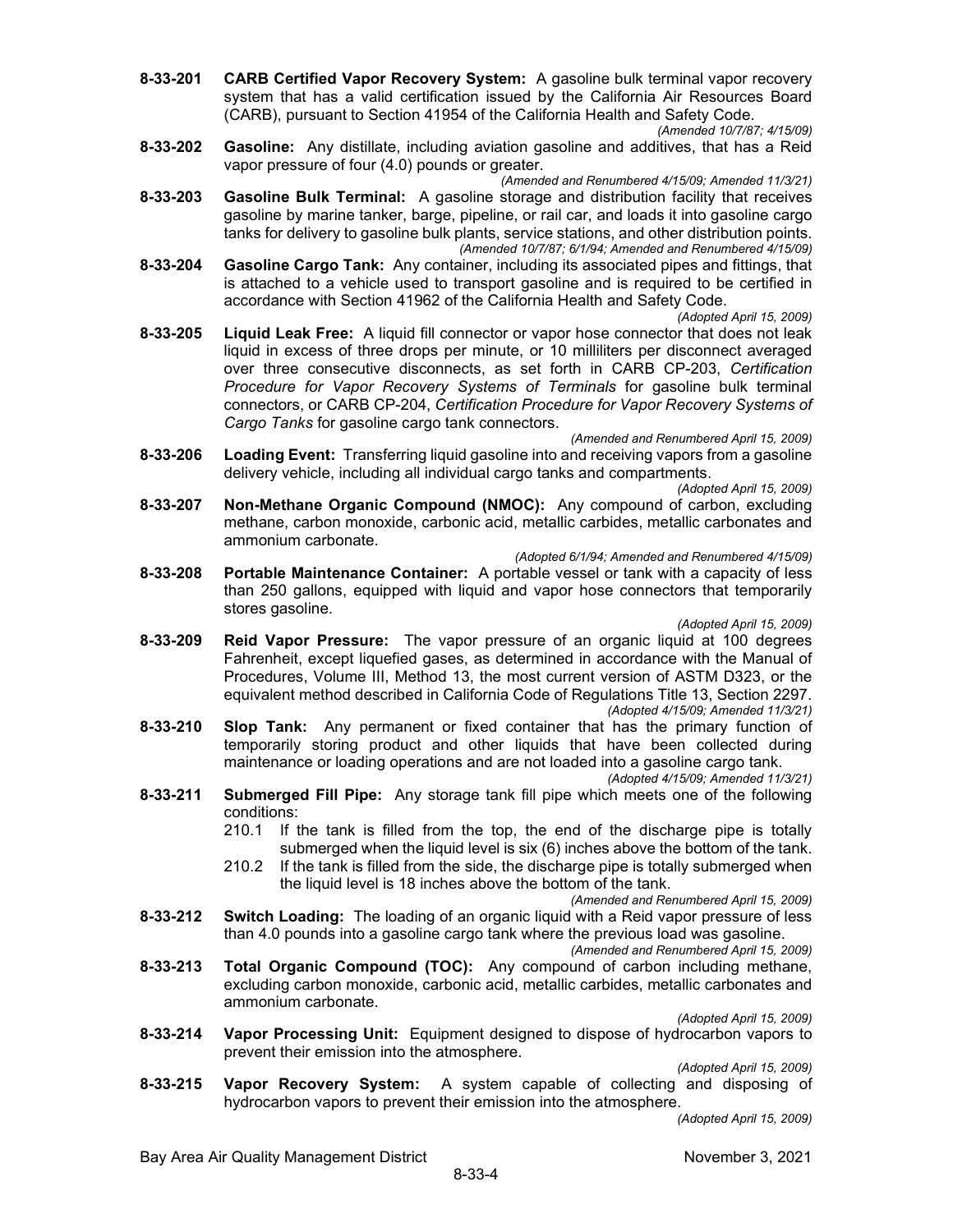**8-33-201 CARB Certified Vapor Recovery System:** A gasoline bulk terminal vapor recovery system that has a valid certification issued by the California Air Resources Board (CARB), pursuant to Section 41954 of the California Health and Safety Code.

*(Amended 10/7/87; 4/15/09)*

**8-33-202 Gasoline:** Any distillate, including aviation gasoline and additives, that has a Reid vapor pressure of four (4.0) pounds or greater.

*(Amended and Renumbered 4/15/09; Amended 11/3/21)*

**8-33-203 Gasoline Bulk Terminal:** A gasoline storage and distribution facility that receives gasoline by marine tanker, barge, pipeline, or rail car, and loads it into gasoline cargo tanks for delivery to gasoline bulk plants, service stations, and other distribution points.

*(Amended 10/7/87; 6/1/94; Amended and Renumbered 4/15/09)*

**8-33-204 Gasoline Cargo Tank:** Any container, including its associated pipes and fittings, that is attached to a vehicle used to transport gasoline and is required to be certified in accordance with Section 41962 of the California Health and Safety Code.

*(Adopted April 15, 2009)*

**8-33-205 Liquid Leak Free:** A liquid fill connector or vapor hose connector that does not leak liquid in excess of three drops per minute, or 10 milliliters per disconnect averaged over three consecutive disconnects, as set forth in CARB CP-203, *Certification Procedure for Vapor Recovery Systems of Terminals* for gasoline bulk terminal connectors, or CARB CP-204, *Certification Procedure for Vapor Recovery Systems of Cargo Tanks* for gasoline cargo tank connectors.

*(Amended and Renumbered April 15, 2009)*

**8-33-206 Loading Event:** Transferring liquid gasoline into and receiving vapors from a gasoline delivery vehicle, including all individual cargo tanks and compartments.

*(Adopted April 15, 2009)*

**8-33-207 Non-Methane Organic Compound (NMOC):** Any compound of carbon, excluding methane, carbon monoxide, carbonic acid, metallic carbides, metallic carbonates and ammonium carbonate.

*(Adopted 6/1/94; Amended and Renumbered 4/15/09)*

**8-33-208 Portable Maintenance Container:** A portable vessel or tank with a capacity of less than 250 gallons, equipped with liquid and vapor hose connectors that temporarily stores gasoline.

*(Adopted April 15, 2009)*

**8-33-209 Reid Vapor Pressure:** The vapor pressure of an organic liquid at 100 degrees Fahrenheit, except liquefied gases, as determined in accordance with the Manual of Procedures, Volume III, Method 13, the most current version of ASTM D323, or the equivalent method described in California Code of Regulations Title 13, Section 2297.

*(Adopted 4/15/09; Amended 11/3/21)*

**8-33-210 Slop Tank:** Any permanent or fixed container that has the primary function of temporarily storing product and other liquids that have been collected during maintenance or loading operations and are not loaded into a gasoline cargo tank.

*(Adopted 4/15/09; Amended 11/3/21)*

**8-33-211 Submerged Fill Pipe:** Any storage tank fill pipe which meets one of the following conditions:

210.1 If the tank is filled from the top, the end of the discharge pipe is totally submerged when the liquid level is six (6) inches above the bottom of the tank.

210.2 If the tank is filled from the side, the discharge pipe is totally submerged when the liquid level is 18 inches above the bottom of the tank.

*(Amended and Renumbered April 15, 2009)*

**8-33-212 Switch Loading:** The loading of an organic liquid with a Reid vapor pressure of less than 4.0 pounds into a gasoline cargo tank where the previous load was gasoline.

*(Amended and Renumbered April 15, 2009)*

**8-33-213 Total Organic Compound (TOC):** Any compound of carbon including methane, excluding carbon monoxide, carbonic acid, metallic carbides, metallic carbonates and ammonium carbonate.

*(Adopted April 15, 2009)*

**8-33-214 Vapor Processing Unit:** Equipment designed to dispose of hydrocarbon vapors to prevent their emission into the atmosphere.

*(Adopted April 15, 2009)*

**8-33-215 Vapor Recovery System:** A system capable of collecting and disposing of hydrocarbon vapors to prevent their emission into the atmosphere.

*(Adopted April 15, 2009)*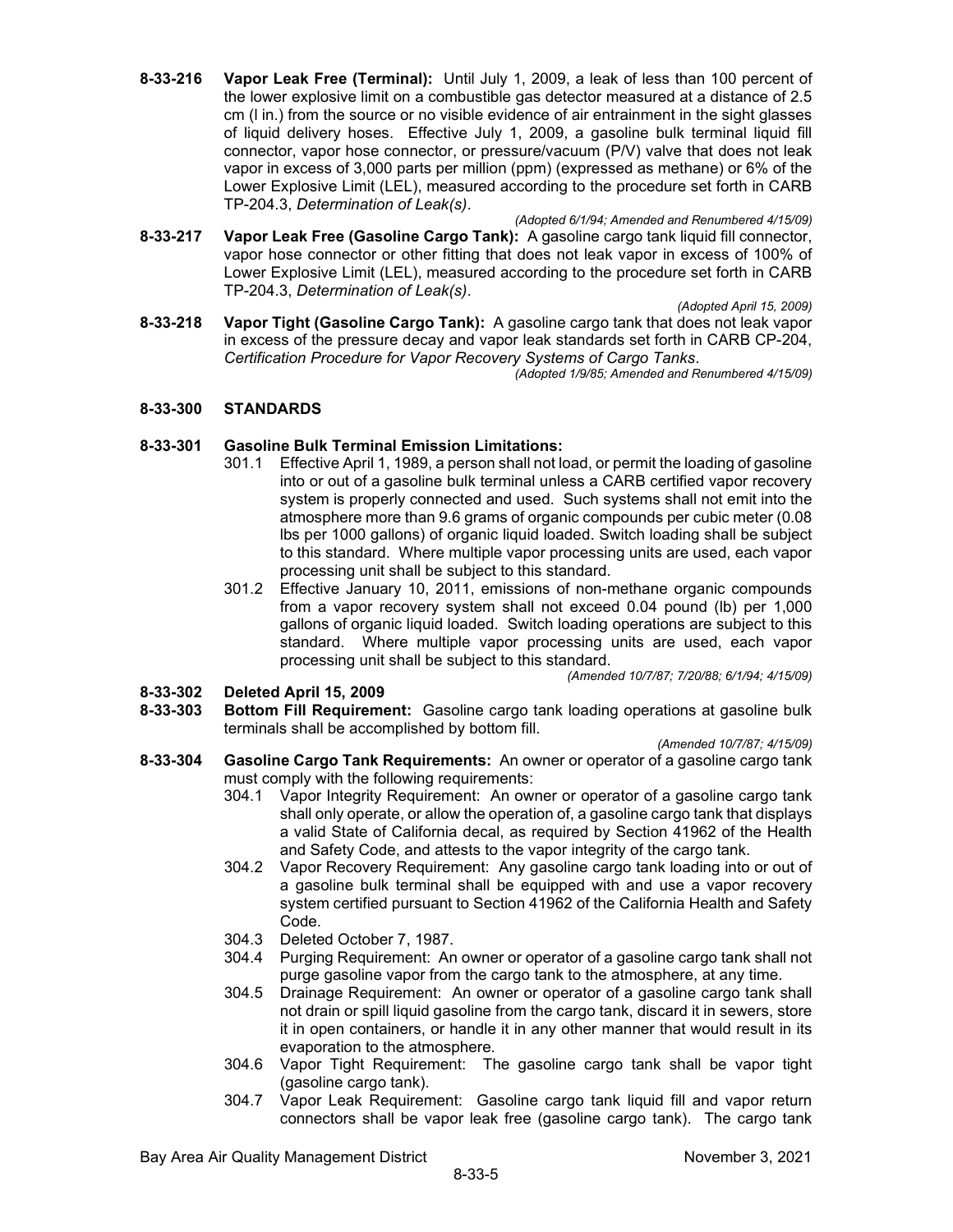**8-33-216 Vapor Leak Free (Terminal):** Until July 1, 2009, a leak of less than 100 percent of the lower explosive limit on a combustible gas detector measured at a distance of 2.5 cm (l in.) from the source or no visible evidence of air entrainment in the sight glasses of liquid delivery hoses. Effective July 1, 2009, a gasoline bulk terminal liquid fill connector, vapor hose connector, or pressure/vacuum (P/V) valve that does not leak vapor in excess of 3,000 parts per million (ppm) (expressed as methane) or 6% of the Lower Explosive Limit (LEL), measured according to the procedure set forth in CARB TP-204.3, *Determination of Leak(s)*.

*(Adopted 6/1/94; Amended and Renumbered 4/15/09)*

**8-33-217 Vapor Leak Free (Gasoline Cargo Tank):** A gasoline cargo tank liquid fill connector, vapor hose connector or other fitting that does not leak vapor in excess of 100% of Lower Explosive Limit (LEL), measured according to the procedure set forth in CARB TP-204.3, *Determination of Leak(s)*.

*(Adopted April 15, 2009)*

**8-33-218 Vapor Tight (Gasoline Cargo Tank):** A gasoline cargo tank that does not leak vapor in excess of the pressure decay and vapor leak standards set forth in CARB CP-204, *Certification Procedure for Vapor Recovery Systems of Cargo Tanks*.

*(Adopted 1/9/85; Amended and Renumbered 4/15/09)*

## 8-33-300 STANDARDS

**8-33-301 Gasoline Bulk Terminal Emission Limitations:**

301.1 Effective April 1, 1989, a person shall not load, or permit the loading of gasoline into or out of a gasoline bulk terminal unless a CARB certified vapor recovery system is properly connected and used. Such systems shall not emit into the atmosphere more than 9.6 grams of organic compounds per cubic meter (0.08 lbs per 1000 gallons) of organic liquid loaded. Switch loading shall be subject to this standard. Where multiple vapor processing units are used, each vapor processing unit shall be subject to this standard.

301.2 Effective January 10, 2011, emissions of non-methane organic compounds from a vapor recovery system shall not exceed 0.04 pound (lb) per 1,000 gallons of organic liquid loaded. Switch loading operations are subject to this standard. Where multiple vapor processing units are used, each vapor processing unit shall be subject to this standard.

*(Amended 10/7/87; 7/20/88; 6/1/94; 4/15/09)*

**8-33-302 Deleted April 15, 2009**

**8-33-303 Bottom Fill Requirement:** Gasoline cargo tank loading operations at gasoline bulk terminals shall be accomplished by bottom fill.

*(Amended 10/7/87; 4/15/09)*

**8-33-304 Gasoline Cargo Tank Requirements:** An owner or operator of a gasoline cargo tank must comply with the following requirements:

304.1 Vapor Integrity Requirement: An owner or operator of a gasoline cargo tank shall only operate, or allow the operation of, a gasoline cargo tank that displays a valid State of California decal, as required by Section 41962 of the Health and Safety Code, and attests to the vapor integrity of the cargo tank.

304.2 Vapor Recovery Requirement: Any gasoline cargo tank loading into or out of a gasoline bulk terminal shall be equipped with and use a vapor recovery system certified pursuant to Section 41962 of the California Health and Safety Code.

304.3 Deleted October 7, 1987.

304.4 Purging Requirement: An owner or operator of a gasoline cargo tank shall not purge gasoline vapor from the cargo tank to the atmosphere, at any time.

304.5 Drainage Requirement: An owner or operator of a gasoline cargo tank shall not drain or spill liquid gasoline from the cargo tank, discard it in sewers, store it in open containers, or handle it in any other manner that would result in its evaporation to the atmosphere.

304.6 Vapor Tight Requirement: The gasoline cargo tank shall be vapor tight (gasoline cargo tank).

304.7 Vapor Leak Requirement: Gasoline cargo tank liquid fill and vapor return connectors shall be vapor leak free (gasoline cargo tank). The cargo tank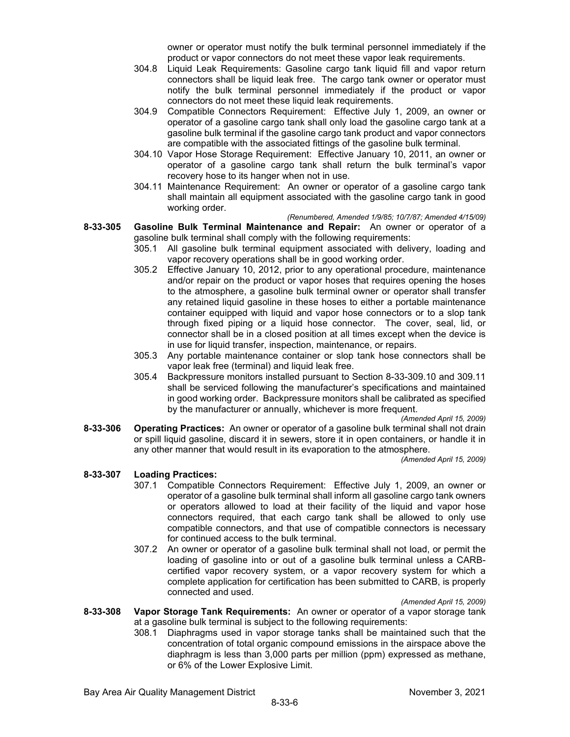owner or operator must notify the bulk terminal personnel immediately if the product or vapor connectors do not meet these vapor leak requirements.

304.8 Liquid Leak Requirements: Gasoline cargo tank liquid fill and vapor return connectors shall be liquid leak free. The cargo tank owner or operator must notify the bulk terminal personnel immediately if the product or vapor connectors do not meet these liquid leak requirements.

304.9 Compatible Connectors Requirement: Effective July 1, 2009, an owner or operator of a gasoline cargo tank shall only load the gasoline cargo tank at a gasoline bulk terminal if the gasoline cargo tank product and vapor connectors are compatible with the associated fittings of the gasoline bulk terminal.

304.10 Vapor Hose Storage Requirement: Effective January 10, 2011, an owner or operator of a gasoline cargo tank shall return the bulk terminal's vapor recovery hose to its hanger when not in use.

304.11 Maintenance Requirement: An owner or operator of a gasoline cargo tank shall maintain all equipment associated with the gasoline cargo tank in good working order.

*(Renumbered, Amended 1/9/85; 10/7/87; Amended 4/15/09)*

**8-33-305 Gasoline Bulk Terminal Maintenance and Repair:** An owner or operator of a gasoline bulk terminal shall comply with the following requirements:

305.1 All gasoline bulk terminal equipment associated with delivery, loading and vapor recovery operations shall be in good working order.

305.2 Effective January 10, 2012, prior to any operational procedure, maintenance and/or repair on the product or vapor hoses that requires opening the hoses to the atmosphere, a gasoline bulk terminal owner or operator shall transfer any retained liquid gasoline in these hoses to either a portable maintenance container equipped with liquid and vapor hose connectors or to a slop tank through fixed piping or a liquid hose connector. The cover, seal, lid, or connector shall be in a closed position at all times except when the device is in use for liquid transfer, inspection, maintenance, or repairs.

305.3 Any portable maintenance container or slop tank hose connectors shall be vapor leak free (terminal) and liquid leak free.

305.4 Backpressure monitors installed pursuant to Section 8-33-309.10 and 309.11 shall be serviced following the manufacturer's specifications and maintained in good working order. Backpressure monitors shall be calibrated as specified by the manufacturer or annually, whichever is more frequent.

*(Amended April 15, 2009)*

**8-33-306 Operating Practices:** An owner or operator of a gasoline bulk terminal shall not drain or spill liquid gasoline, discard it in sewers, store it in open containers, or handle it in any other manner that would result in its evaporation to the atmosphere.

*(Amended April 15, 2009)*

**8-33-307 Loading Practices:**

307.1 Compatible Connectors Requirement: Effective July 1, 2009, an owner or operator of a gasoline bulk terminal shall inform all gasoline cargo tank owners or operators allowed to load at their facility of the liquid and vapor hose connectors required, that each cargo tank shall be allowed to only use compatible connectors, and that use of compatible connectors is necessary for continued access to the bulk terminal.

307.2 An owner or operator of a gasoline bulk terminal shall not load, or permit the loading of gasoline into or out of a gasoline bulk terminal unless a CARB-certified vapor recovery system, or a vapor recovery system for which a complete application for certification has been submitted to CARB, is properly connected and used.

*(Amended April 15, 2009)*

**8-33-308 Vapor Storage Tank Requirements:** An owner or operator of a vapor storage tank at a gasoline bulk terminal is subject to the following requirements:

308.1 Diaphragms used in vapor storage tanks shall be maintained such that the concentration of total organic compound emissions in the airspace above the diaphragm is less than 3,000 parts per million (ppm) expressed as methane, or 6% of the Lower Explosive Limit.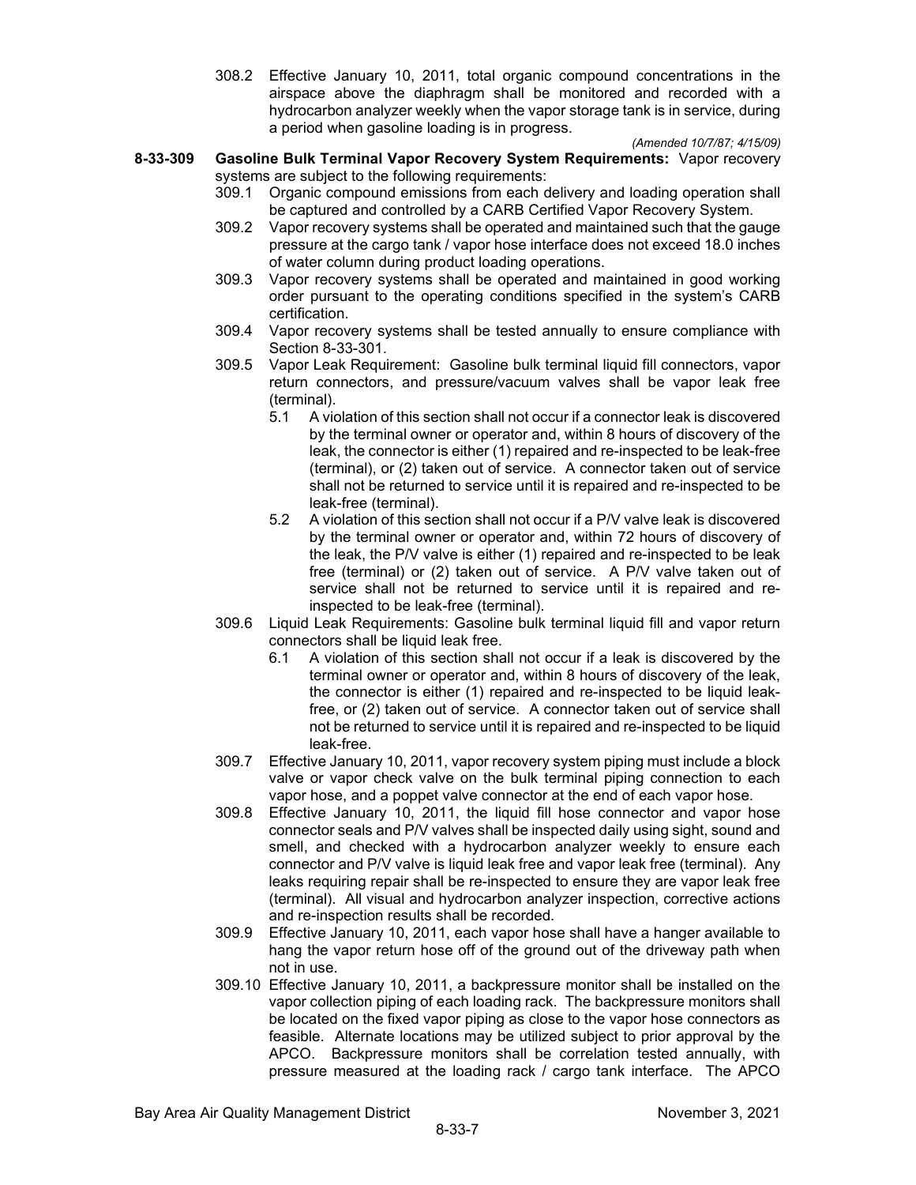308.2 Effective January 10, 2011, total organic compound concentrations in the airspace above the diaphragm shall be monitored and recorded with a hydrocarbon analyzer weekly when the vapor storage tank is in service, during a period when gasoline loading is in progress.

*(Amended 10/7/87; 4/15/09)*

**8-33-309 Gasoline Bulk Terminal Vapor Recovery System Requirements:** Vapor recovery systems are subject to the following requirements:

309.1 Organic compound emissions from each delivery and loading operation shall be captured and controlled by a CARB Certified Vapor Recovery System.

309.2 Vapor recovery systems shall be operated and maintained such that the gauge pressure at the cargo tank / vapor hose interface does not exceed 18.0 inches of water column during product loading operations.

309.3 Vapor recovery systems shall be operated and maintained in good working order pursuant to the operating conditions specified in the system's CARB certification.

309.4 Vapor recovery systems shall be tested annually to ensure compliance with Section 8-33-301.

309.5 Vapor Leak Requirement: Gasoline bulk terminal liquid fill connectors, vapor return connectors, and pressure/vacuum valves shall be vapor leak free (terminal).

- 5.1 A violation of this section shall not occur if a connector leak is discovered by the terminal owner or operator and, within 8 hours of discovery of the leak, the connector is either (1) repaired and re-inspected to be leak-free (terminal), or (2) taken out of service. A connector taken out of service shall not be returned to service until it is repaired and re-inspected to be leak-free (terminal).
- 5.2 A violation of this section shall not occur if a P/V valve leak is discovered by the terminal owner or operator and, within 72 hours of discovery of the leak, the P/V valve is either (1) repaired and re-inspected to be leak free (terminal) or (2) taken out of service. A P/V valve taken out of service shall not be returned to service until it is repaired and re-inspected to be leak-free (terminal).

309.6 Liquid Leak Requirements: Gasoline bulk terminal liquid fill and vapor return connectors shall be liquid leak free.

- 6.1 A violation of this section shall not occur if a leak is discovered by the terminal owner or operator and, within 8 hours of discovery of the leak, the connector is either (1) repaired and re-inspected to be liquid leak-free, or (2) taken out of service. A connector taken out of service shall not be returned to service until it is repaired and re-inspected to be liquid leak-free.

309.7 Effective January 10, 2011, vapor recovery system piping must include a block valve or vapor check valve on the bulk terminal piping connection to each vapor hose, and a poppet valve connector at the end of each vapor hose.

309.8 Effective January 10, 2011, the liquid fill hose connector and vapor hose connector seals and P/V valves shall be inspected daily using sight, sound and smell, and checked with a hydrocarbon analyzer weekly to ensure each connector and P/V valve is liquid leak free and vapor leak free (terminal). Any leaks requiring repair shall be re-inspected to ensure they are vapor leak free (terminal). All visual and hydrocarbon analyzer inspection, corrective actions and re-inspection results shall be recorded.

309.9 Effective January 10, 2011, each vapor hose shall have a hanger available to hang the vapor return hose off of the ground out of the driveway path when not in use.

309.10 Effective January 10, 2011, a backpressure monitor shall be installed on the vapor collection piping of each loading rack. The backpressure monitors shall be located on the fixed vapor piping as close to the vapor hose connectors as feasible. Alternate locations may be utilized subject to prior approval by the APCO. Backpressure monitors shall be correlation tested annually, with pressure measured at the loading rack / cargo tank interface. The APCO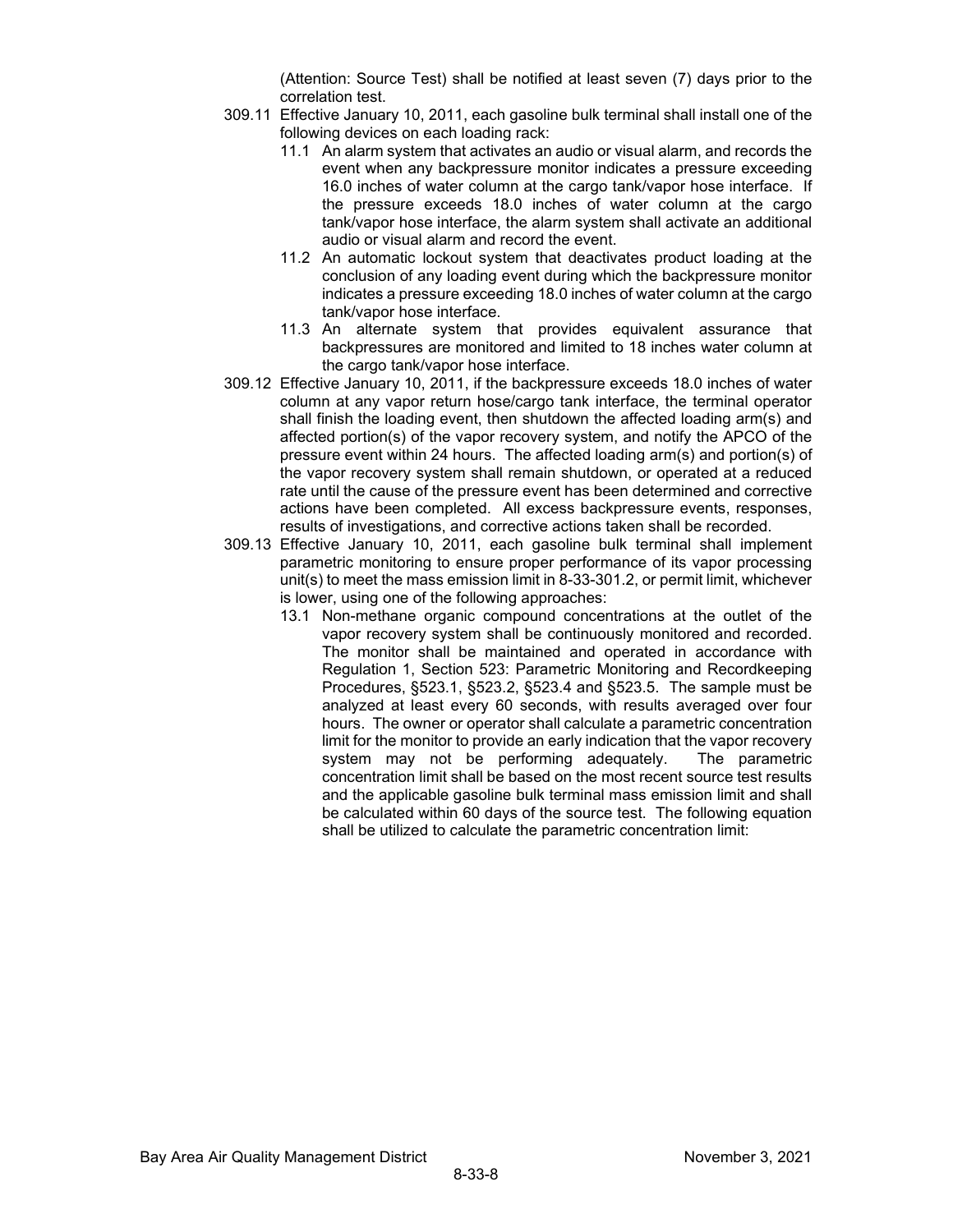(Attention: Source Test) shall be notified at least seven (7) days prior to the correlation test.

309.11 Effective January 10, 2011, each gasoline bulk terminal shall install one of the following devices on each loading rack:

11.1 An alarm system that activates an audio or visual alarm, and records the event when any backpressure monitor indicates a pressure exceeding 16.0 inches of water column at the cargo tank/vapor hose interface. If the pressure exceeds 18.0 inches of water column at the cargo tank/vapor hose interface, the alarm system shall activate an additional audio or visual alarm and record the event.

11.2 An automatic lockout system that deactivates product loading at the conclusion of any loading event during which the backpressure monitor indicates a pressure exceeding 18.0 inches of water column at the cargo tank/vapor hose interface.

11.3 An alternate system that provides equivalent assurance that backpressures are monitored and limited to 18 inches water column at the cargo tank/vapor hose interface.

309.12 Effective January 10, 2011, if the backpressure exceeds 18.0 inches of water column at any vapor return hose/cargo tank interface, the terminal operator shall finish the loading event, then shutdown the affected loading arm(s) and affected portion(s) of the vapor recovery system, and notify the APCO of the pressure event within 24 hours. The affected loading arm(s) and portion(s) of the vapor recovery system shall remain shutdown, or operated at a reduced rate until the cause of the pressure event has been determined and corrective actions have been completed. All excess backpressure events, responses, results of investigations, and corrective actions taken shall be recorded.

309.13 Effective January 10, 2011, each gasoline bulk terminal shall implement parametric monitoring to ensure proper performance of its vapor processing unit(s) to meet the mass emission limit in 8-33-301.2, or permit limit, whichever is lower, using one of the following approaches:

13.1 Non-methane organic compound concentrations at the outlet of the vapor recovery system shall be continuously monitored and recorded. The monitor shall be maintained and operated in accordance with Regulation 1, Section 523: Parametric Monitoring and Recordkeeping Procedures, §523.1, §523.2, §523.4 and §523.5. The sample must be analyzed at least every 60 seconds, with results averaged over four hours. The owner or operator shall calculate a parametric concentration limit for the monitor to provide an early indication that the vapor recovery system may not be performing adequately. The parametric concentration limit shall be based on the most recent source test results and the applicable gasoline bulk terminal mass emission limit and shall be calculated within 60 days of the source test. The following equation shall be utilized to calculate the parametric concentration limit: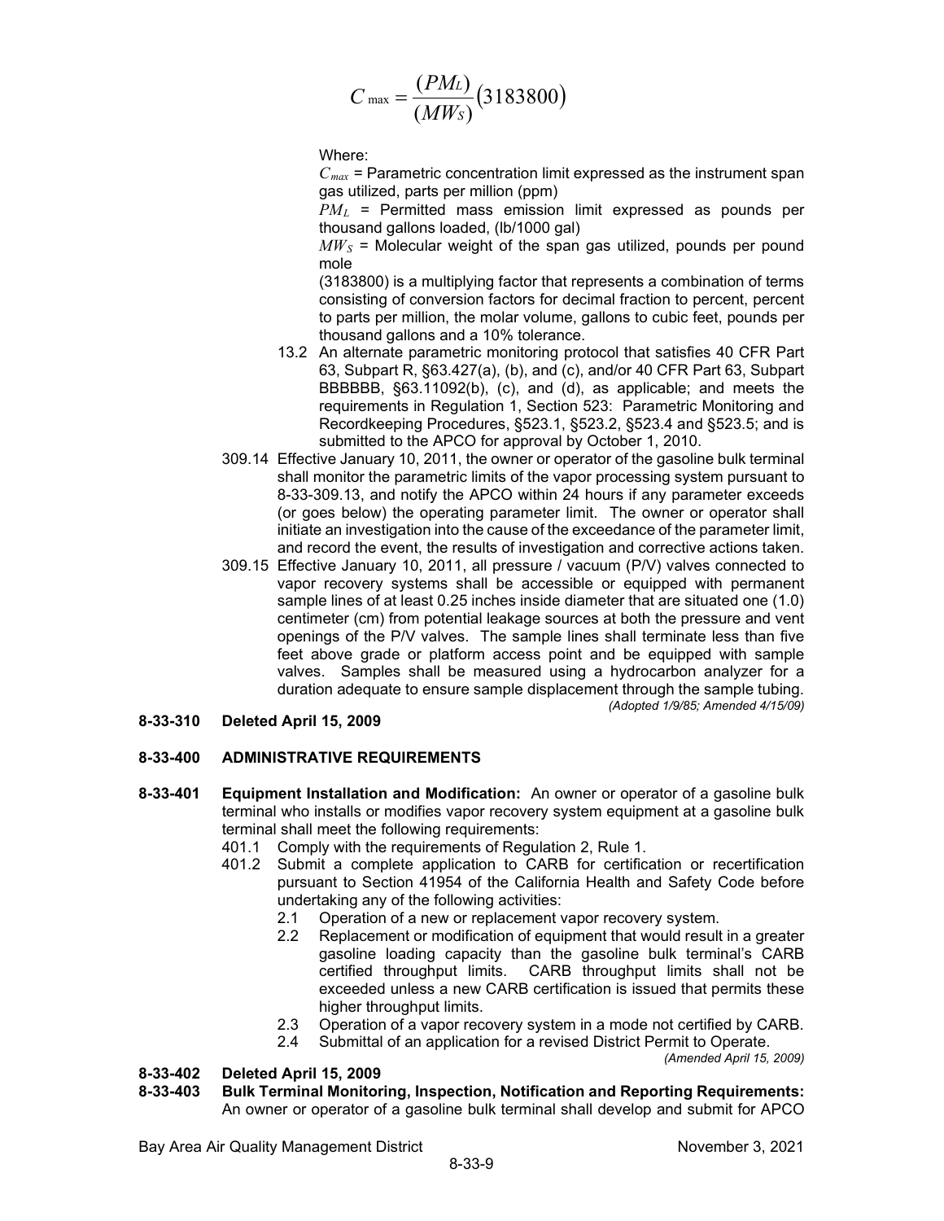$$C_{max} = \frac{(PM_L)}{(MW_S)}(3183800)$$

Where:

$C_{max}$ = Parametric concentration limit expressed as the instrument span gas utilized, parts per million (ppm)

$PM_L$ = Permitted mass emission limit expressed as pounds per thousand gallons loaded, (lb/1000 gal)

$MW_S$ = Molecular weight of the span gas utilized, pounds per pound mole

(3183800) is a multiplying factor that represents a combination of terms consisting of conversion factors for decimal fraction to percent, percent to parts per million, the molar volume, gallons to cubic feet, pounds per thousand gallons and a 10% tolerance.

13.2 An alternate parametric monitoring protocol that satisfies 40 CFR Part 63, Subpart R, §63.427(a), (b), and (c), and/or 40 CFR Part 63, Subpart BBBBBB, §63.11092(b), (c), and (d), as applicable; and meets the requirements in Regulation 1, Section 523: Parametric Monitoring and Recordkeeping Procedures, §523.1, §523.2, §523.4 and §523.5; and is submitted to the APCO for approval by October 1, 2010.

309.14 Effective January 10, 2011, the owner or operator of the gasoline bulk terminal shall monitor the parametric limits of the vapor processing system pursuant to 8-33-309.13, and notify the APCO within 24 hours if any parameter exceeds (or goes below) the operating parameter limit. The owner or operator shall initiate an investigation into the cause of the exceedance of the parameter limit, and record the event, the results of investigation and corrective actions taken.

309.15 Effective January 10, 2011, all pressure / vacuum (P/V) valves connected to vapor recovery systems shall be accessible or equipped with permanent sample lines of at least 0.25 inches inside diameter that are situated one (1.0) centimeter (cm) from potential leakage sources at both the pressure and vent openings of the P/V valves. The sample lines shall terminate less than five feet above grade or platform access point and be equipped with sample valves. Samples shall be measured using a hydrocarbon analyzer for a duration adequate to ensure sample displacement through the sample tubing.

*(Adopted 1/9/85; Amended 4/15/09)*

**8-33-310 Deleted April 15, 2009**

**8-33-400 ADMINISTRATIVE REQUIREMENTS**

**8-33-401 Equipment Installation and Modification:** An owner or operator of a gasoline bulk terminal who installs or modifies vapor recovery system equipment at a gasoline bulk terminal shall meet the following requirements:

401.1 Comply with the requirements of Regulation 2, Rule 1.

401.2 Submit a complete application to CARB for certification or recertification pursuant to Section 41954 of the California Health and Safety Code before undertaking any of the following activities:

2.1 Operation of a new or replacement vapor recovery system.

2.2 Replacement or modification of equipment that would result in a greater gasoline loading capacity than the gasoline bulk terminal's CARB certified throughput limits. CARB throughput limits shall not be exceeded unless a new CARB certification is issued that permits these higher throughput limits.

2.3 Operation of a vapor recovery system in a mode not certified by CARB.

2.4 Submittal of an application for a revised District Permit to Operate.

*(Amended April 15, 2009)*

**8-33-402 Deleted April 15, 2009**

**8-33-403 Bulk Terminal Monitoring, Inspection, Notification and Reporting Requirements:** An owner or operator of a gasoline bulk terminal shall develop and submit for APCO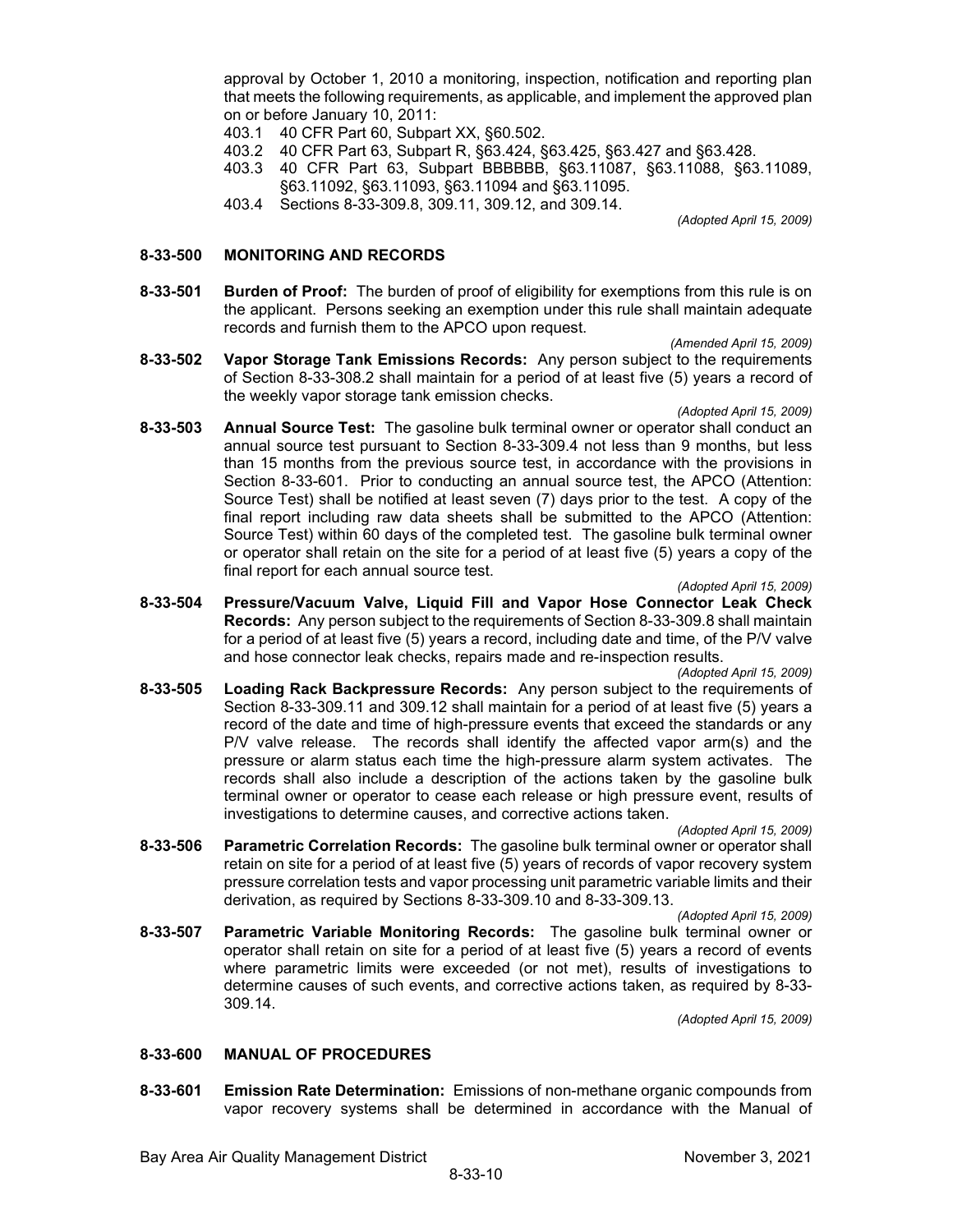approval by October 1, 2010 a monitoring, inspection, notification and reporting plan that meets the following requirements, as applicable, and implement the approved plan on or before January 10, 2011:

403.1 40 CFR Part 60, Subpart XX, §60.502.

403.2 40 CFR Part 63, Subpart R, §63.424, §63.425, §63.427 and §63.428.

403.3 40 CFR Part 63, Subpart BBBBBB, §63.11087, §63.11088, §63.11089, §63.11092, §63.11093, §63.11094 and §63.11095.

403.4 Sections 8-33-309.8, 309.11, 309.12, and 309.14.

*(Adopted April 15, 2009)*

## 8-33-500 MONITORING AND RECORDS

**8-33-501 Burden of Proof:** The burden of proof of eligibility for exemptions from this rule is on the applicant. Persons seeking an exemption under this rule shall maintain adequate records and furnish them to the APCO upon request.

*(Amended April 15, 2009)*

**8-33-502 Vapor Storage Tank Emissions Records:** Any person subject to the requirements of Section 8-33-308.2 shall maintain for a period of at least five (5) years a record of the weekly vapor storage tank emission checks.

*(Adopted April 15, 2009)*

**8-33-503 Annual Source Test:** The gasoline bulk terminal owner or operator shall conduct an annual source test pursuant to Section 8-33-309.4 not less than 9 months, but less than 15 months from the previous source test, in accordance with the provisions in Section 8-33-601. Prior to conducting an annual source test, the APCO (Attention: Source Test) shall be notified at least seven (7) days prior to the test. A copy of the final report including raw data sheets shall be submitted to the APCO (Attention: Source Test) within 60 days of the completed test. The gasoline bulk terminal owner or operator shall retain on the site for a period of at least five (5) years a copy of the final report for each annual source test.

*(Adopted April 15, 2009)*

**8-33-504 Pressure/Vacuum Valve, Liquid Fill and Vapor Hose Connector Leak Check Records:** Any person subject to the requirements of Section 8-33-309.8 shall maintain for a period of at least five (5) years a record, including date and time, of the P/V valve and hose connector leak checks, repairs made and re-inspection results.

*(Adopted April 15, 2009)*

**8-33-505 Loading Rack Backpressure Records:** Any person subject to the requirements of Section 8-33-309.11 and 309.12 shall maintain for a period of at least five (5) years a record of the date and time of high-pressure events that exceed the standards or any P/V valve release. The records shall identify the affected vapor arm(s) and the pressure or alarm status each time the high-pressure alarm system activates. The records shall also include a description of the actions taken by the gasoline bulk terminal owner or operator to cease each release or high pressure event, results of investigations to determine causes, and corrective actions taken.

*(Adopted April 15, 2009)*

**8-33-506 Parametric Correlation Records:** The gasoline bulk terminal owner or operator shall retain on site for a period of at least five (5) years of records of vapor recovery system pressure correlation tests and vapor processing unit parametric variable limits and their derivation, as required by Sections 8-33-309.10 and 8-33-309.13.

*(Adopted April 15, 2009)*

**8-33-507 Parametric Variable Monitoring Records:** The gasoline bulk terminal owner or operator shall retain on site for a period of at least five (5) years a record of events where parametric limits were exceeded (or not met), results of investigations to determine causes of such events, and corrective actions taken, as required by 8-33-309.14.

*(Adopted April 15, 2009)*

## 8-33-600 MANUAL OF PROCEDURES

**8-33-601 Emission Rate Determination:** Emissions of non-methane organic compounds from vapor recovery systems shall be determined in accordance with the Manual of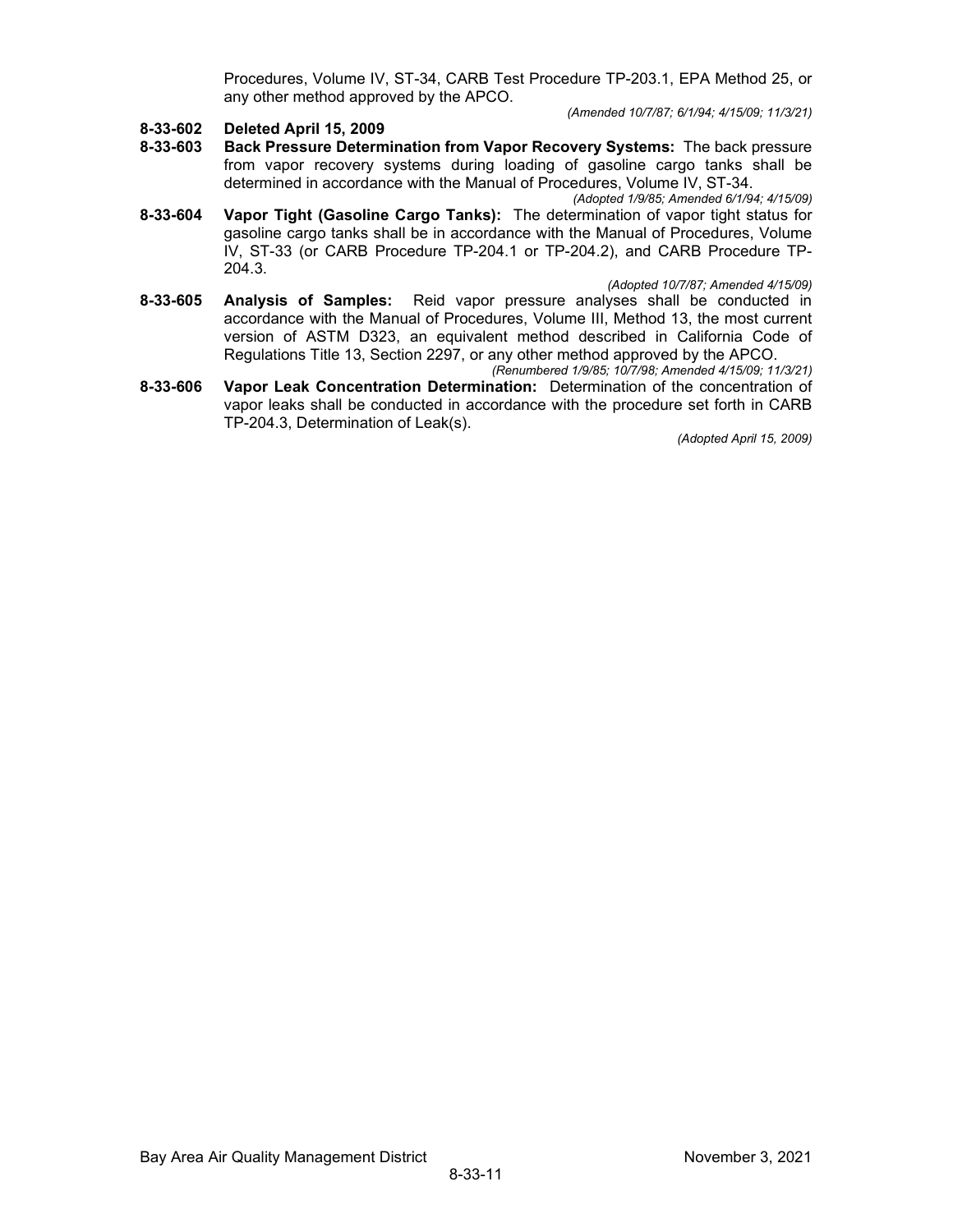Procedures, Volume IV, ST-34, CARB Test Procedure TP-203.1, EPA Method 25, or any other method approved by the APCO.

*(Amended 10/7/87; 6/1/94; 4/15/09; 11/3/21)*

**8-33-602 Deleted April 15, 2009**

**8-33-603 Back Pressure Determination from Vapor Recovery Systems:** The back pressure from vapor recovery systems during loading of gasoline cargo tanks shall be determined in accordance with the Manual of Procedures, Volume IV, ST-34.

*(Adopted 1/9/85; Amended 6/1/94; 4/15/09)*

**8-33-604 Vapor Tight (Gasoline Cargo Tanks):** The determination of vapor tight status for gasoline cargo tanks shall be in accordance with the Manual of Procedures, Volume IV, ST-33 (or CARB Procedure TP-204.1 or TP-204.2), and CARB Procedure TP-204.3.

*(Adopted 10/7/87; Amended 4/15/09)*

**8-33-605 Analysis of Samples:** Reid vapor pressure analyses shall be conducted in accordance with the Manual of Procedures, Volume III, Method 13, the most current version of ASTM D323, an equivalent method described in California Code of Regulations Title 13, Section 2297, or any other method approved by the APCO.

*(Renumbered 1/9/85; 10/7/98; Amended 4/15/09; 11/3/21)*

**8-33-606 Vapor Leak Concentration Determination:** Determination of the concentration of vapor leaks shall be conducted in accordance with the procedure set forth in CARB TP-204.3, Determination of Leak(s).

*(Adopted April 15, 2009)*